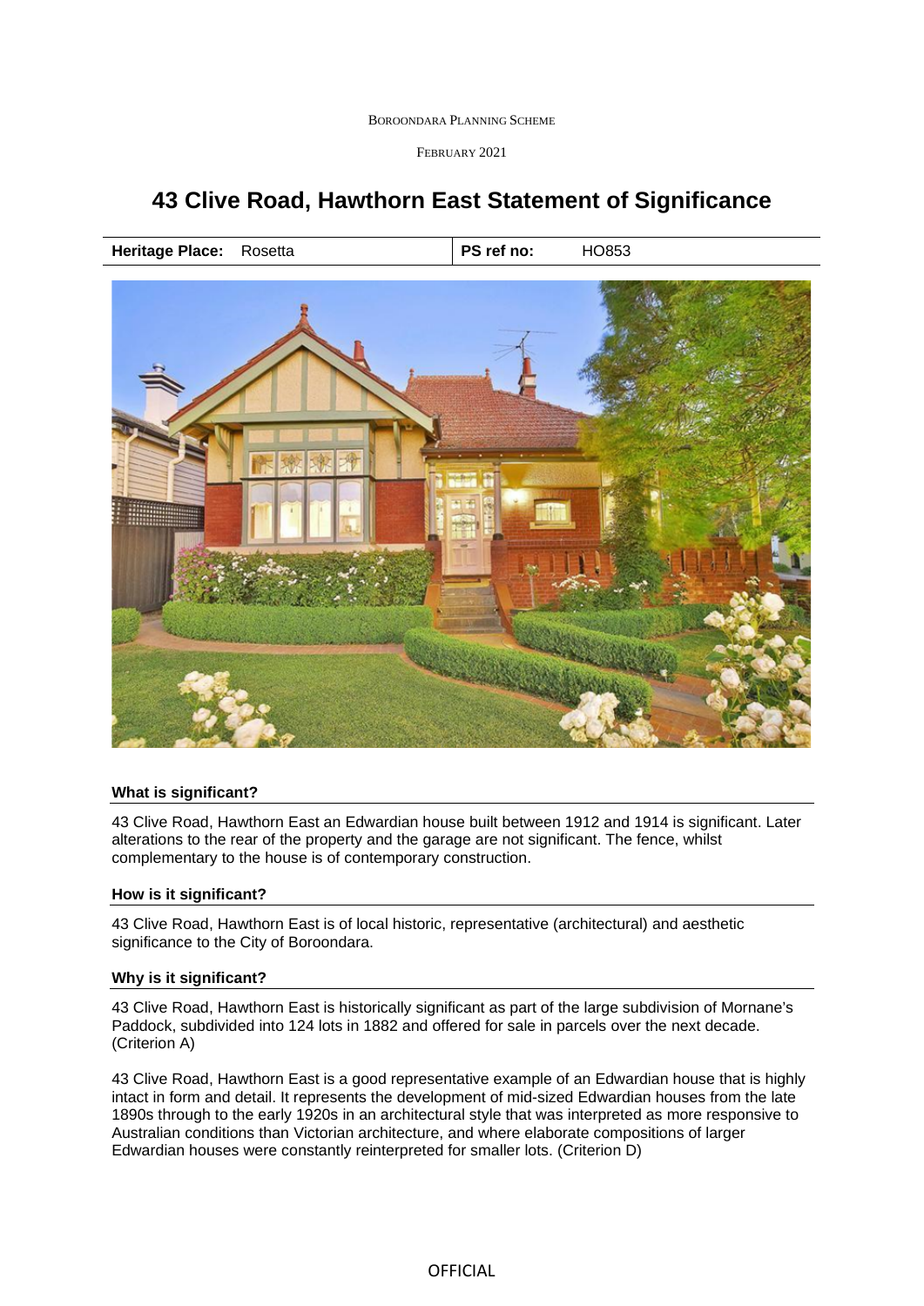BOROONDARA PLANNING SCHEME

FEBRUARY 2021

# 43 Clive Road, Hawthorn East Statement of Significance

| **Heritage Place:** Rosetta | **PS ref no:** HO853 |
|---|---|

### What is significant?

43 Clive Road, Hawthorn East an Edwardian house built between 1912 and 1914 is significant. Later alterations to the rear of the property and the garage are not significant. The fence, whilst complementary to the house is of contemporary construction.

### How is it significant?

43 Clive Road, Hawthorn East is of local historic, representative (architectural) and aesthetic significance to the City of Boroondara.

### Why is it significant?

43 Clive Road, Hawthorn East is historically significant as part of the large subdivision of Mornane's Paddock, subdivided into 124 lots in 1882 and offered for sale in parcels over the next decade. (Criterion A)

43 Clive Road, Hawthorn East is a good representative example of an Edwardian house that is highly intact in form and detail. It represents the development of mid-sized Edwardian houses from the late 1890s through to the early 1920s in an architectural style that was interpreted as more responsive to Australian conditions than Victorian architecture, and where elaborate compositions of larger Edwardian houses were constantly reinterpreted for smaller lots. (Criterion D)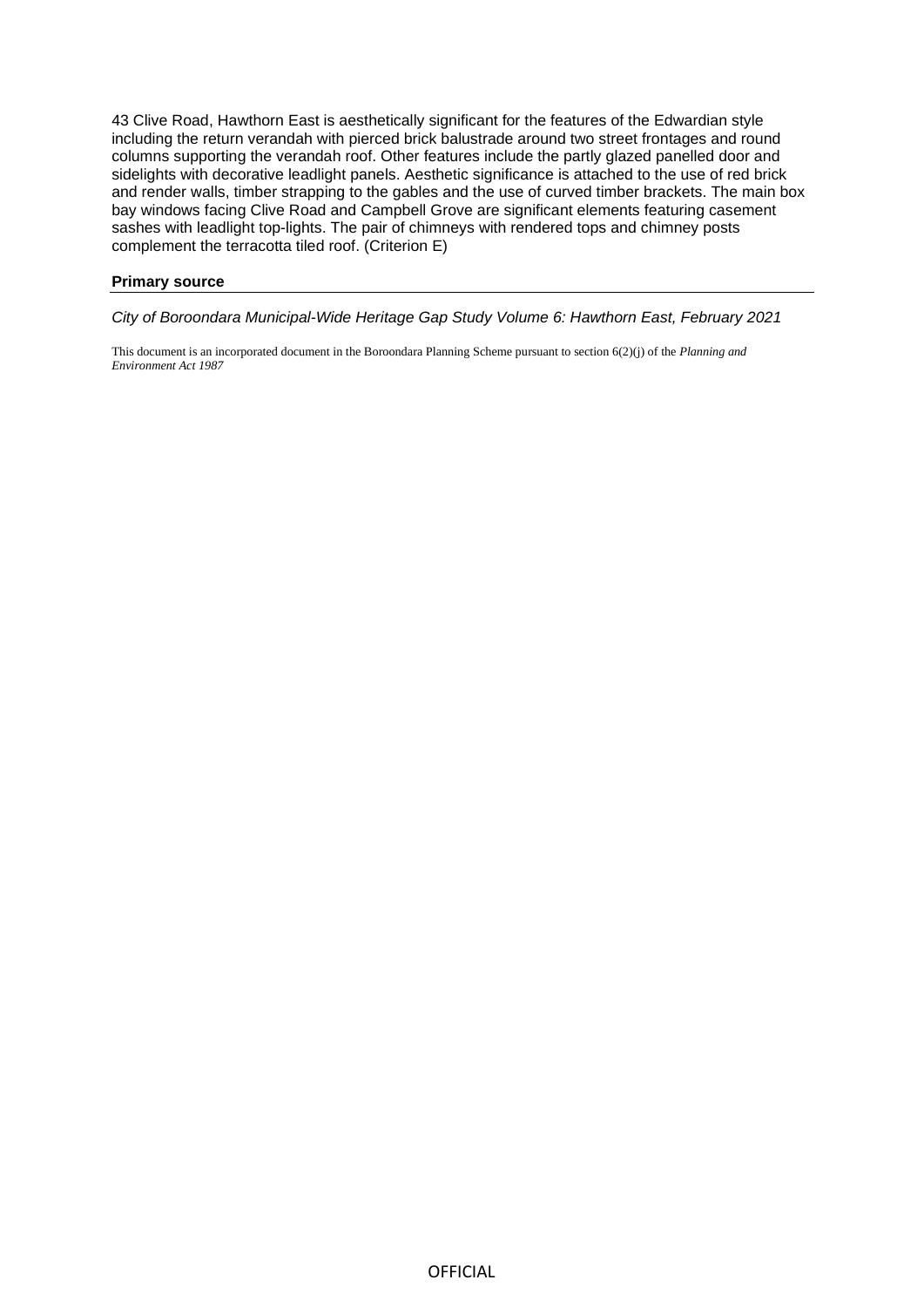43 Clive Road, Hawthorn East is aesthetically significant for the features of the Edwardian style including the return verandah with pierced brick balustrade around two street frontages and round columns supporting the verandah roof. Other features include the partly glazed panelled door and sidelights with decorative leadlight panels. Aesthetic significance is attached to the use of red brick and render walls, timber strapping to the gables and the use of curved timber brackets. The main box bay windows facing Clive Road and Campbell Grove are significant elements featuring casement sashes with leadlight top-lights. The pair of chimneys with rendered tops and chimney posts complement the terracotta tiled roof. (Criterion E)

**Primary source**

*City of Boroondara Municipal-Wide Heritage Gap Study Volume 6: Hawthorn East, February 2021*

This document is an incorporated document in the Boroondara Planning Scheme pursuant to section 6(2)(j) of the *Planning and Environment Act 1987*